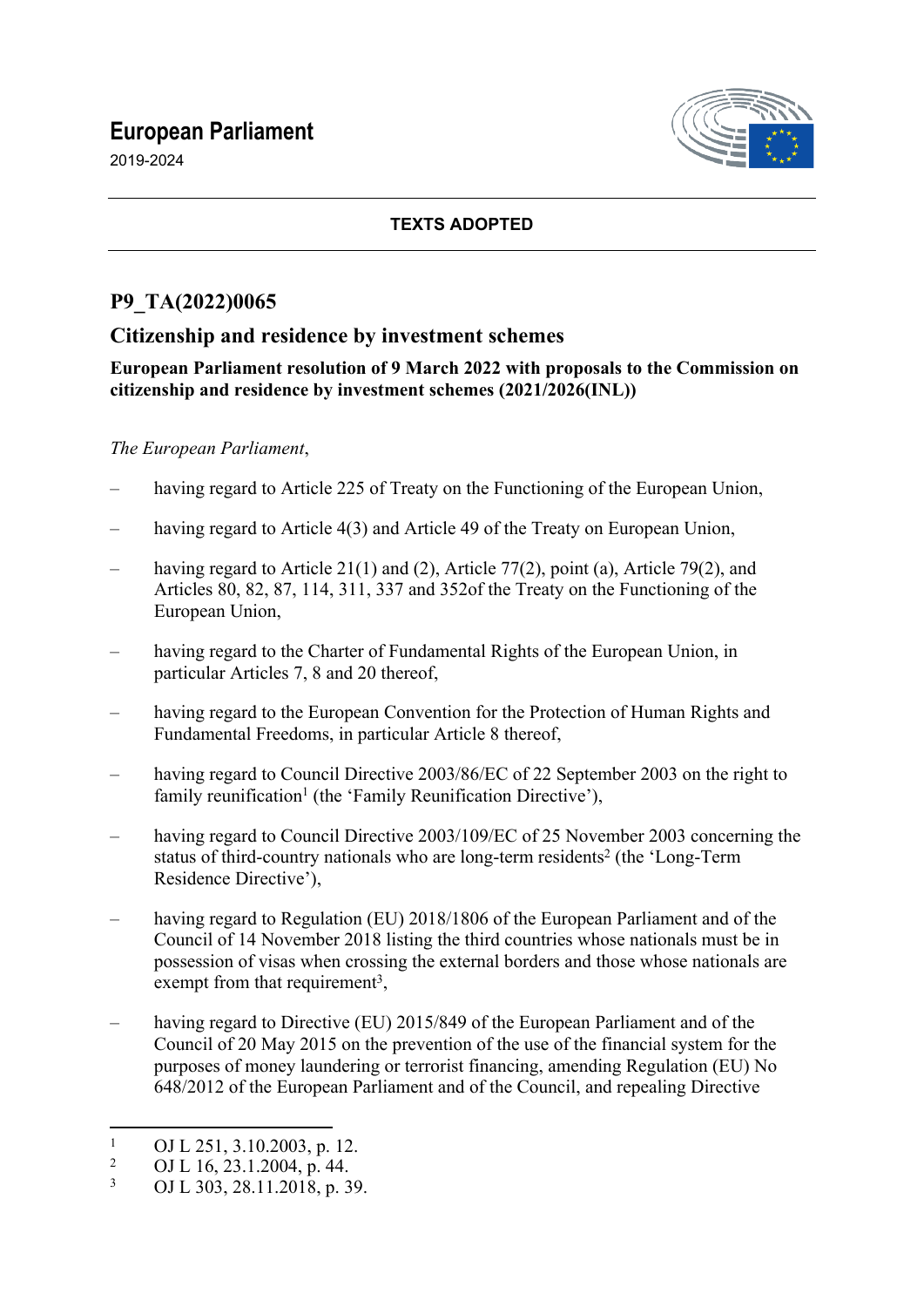# European Parliament

2019-2024

**TEXTS ADOPTED**

## P9_TA(2022)0065

## Citizenship and residence by investment schemes

**European Parliament resolution of 9 March 2022 with proposals to the Commission on citizenship and residence by investment schemes (2021/2026(INL))**

*The European Parliament*,

– having regard to Article 225 of Treaty on the Functioning of the European Union,

– having regard to Article 4(3) and Article 49 of the Treaty on European Union,

– having regard to Article 21(1) and (2), Article 77(2), point (a), Article 79(2), and Articles 80, 82, 87, 114, 311, 337 and 352of the Treaty on the Functioning of the European Union,

– having regard to the Charter of Fundamental Rights of the European Union, in particular Articles 7, 8 and 20 thereof,

– having regard to the European Convention for the Protection of Human Rights and Fundamental Freedoms, in particular Article 8 thereof,

– having regard to Council Directive 2003/86/EC of 22 September 2003 on the right to family reunification[1] (the 'Family Reunification Directive'),

– having regard to Council Directive 2003/109/EC of 25 November 2003 concerning the status of third-country nationals who are long-term residents[2] (the 'Long-Term Residence Directive'),

– having regard to Regulation (EU) 2018/1806 of the European Parliament and of the Council of 14 November 2018 listing the third countries whose nationals must be in possession of visas when crossing the external borders and those whose nationals are exempt from that requirement[3],

– having regard to Directive (EU) 2015/849 of the European Parliament and of the Council of 20 May 2015 on the prevention of the use of the financial system for the purposes of money laundering or terrorist financing, amending Regulation (EU) No 648/2012 of the European Parliament and of the Council, and repealing Directive

---

[1] OJ L 251, 3.10.2003, p. 12.

[2] OJ L 16, 23.1.2004, p. 44.

[3] OJ L 303, 28.11.2018, p. 39.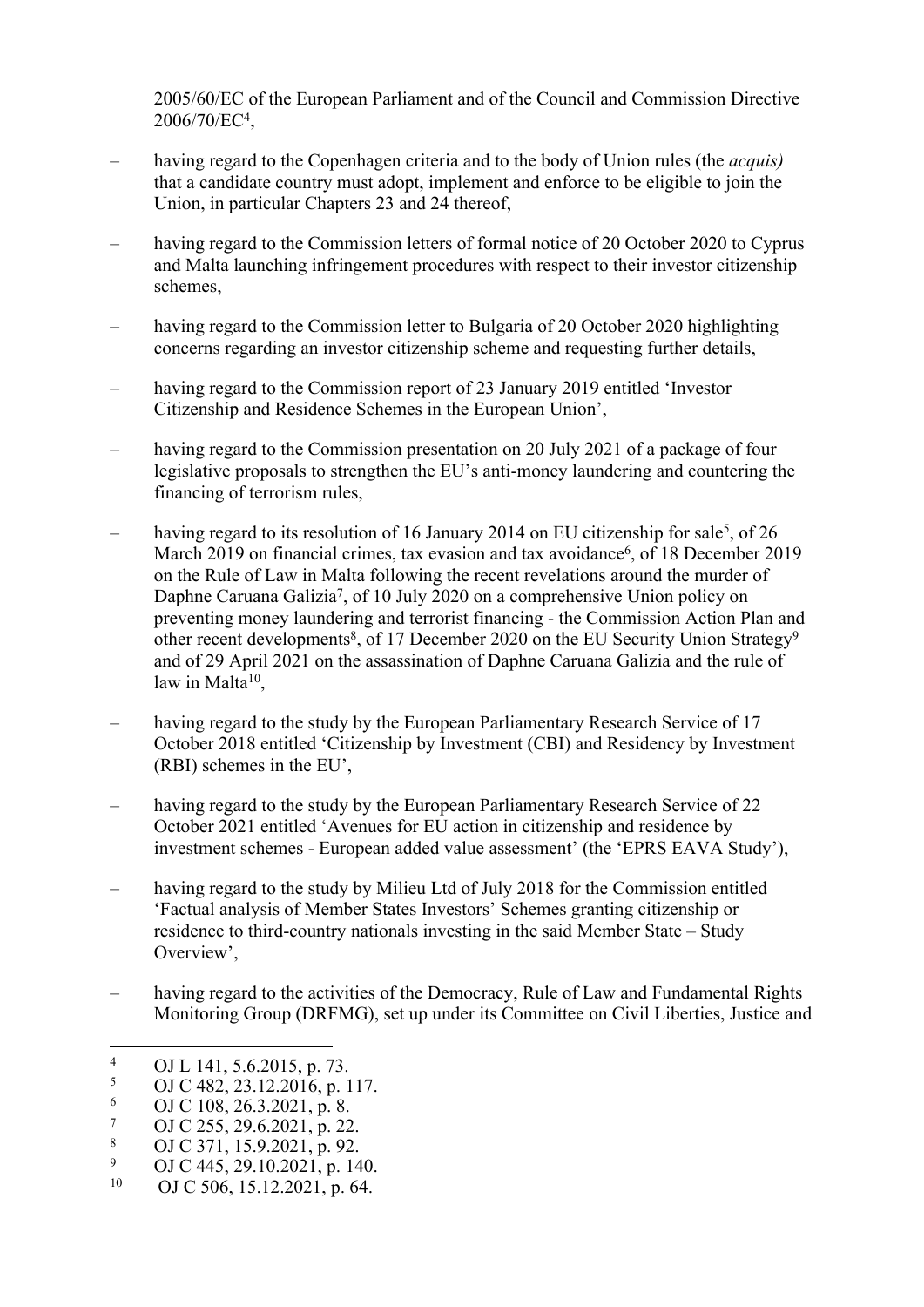2005/60/EC of the European Parliament and of the Council and Commission Directive 2006/70/EC[4],

– having regard to the Copenhagen criteria and to the body of Union rules (the *acquis)* that a candidate country must adopt, implement and enforce to be eligible to join the Union, in particular Chapters 23 and 24 thereof,

– having regard to the Commission letters of formal notice of 20 October 2020 to Cyprus and Malta launching infringement procedures with respect to their investor citizenship schemes,

– having regard to the Commission letter to Bulgaria of 20 October 2020 highlighting concerns regarding an investor citizenship scheme and requesting further details,

– having regard to the Commission report of 23 January 2019 entitled 'Investor Citizenship and Residence Schemes in the European Union',

– having regard to the Commission presentation on 20 July 2021 of a package of four legislative proposals to strengthen the EU's anti-money laundering and countering the financing of terrorism rules,

– having regard to its resolution of 16 January 2014 on EU citizenship for sale[5], of 26 March 2019 on financial crimes, tax evasion and tax avoidance[6], of 18 December 2019 on the Rule of Law in Malta following the recent revelations around the murder of Daphne Caruana Galizia[7], of 10 July 2020 on a comprehensive Union policy on preventing money laundering and terrorist financing - the Commission Action Plan and other recent developments[8], of 17 December 2020 on the EU Security Union Strategy[9] and of 29 April 2021 on the assassination of Daphne Caruana Galizia and the rule of law in Malta[10],

– having regard to the study by the European Parliamentary Research Service of 17 October 2018 entitled 'Citizenship by Investment (CBI) and Residency by Investment (RBI) schemes in the EU',

– having regard to the study by the European Parliamentary Research Service of 22 October 2021 entitled 'Avenues for EU action in citizenship and residence by investment schemes - European added value assessment' (the 'EPRS EAVA Study'),

– having regard to the study by Milieu Ltd of July 2018 for the Commission entitled 'Factual analysis of Member States Investors' Schemes granting citizenship or residence to third-country nationals investing in the said Member State – Study Overview',

– having regard to the activities of the Democracy, Rule of Law and Fundamental Rights Monitoring Group (DRFMG), set up under its Committee on Civil Liberties, Justice and

---

[4] OJ L 141, 5.6.2015, p. 73.
[5] OJ C 482, 23.12.2016, p. 117.
[6] OJ C 108, 26.3.2021, p. 8.
[7] OJ C 255, 29.6.2021, p. 22.
[8] OJ C 371, 15.9.2021, p. 92.
[9] OJ C 445, 29.10.2021, p. 140.
[10] OJ C 506, 15.12.2021, p. 64.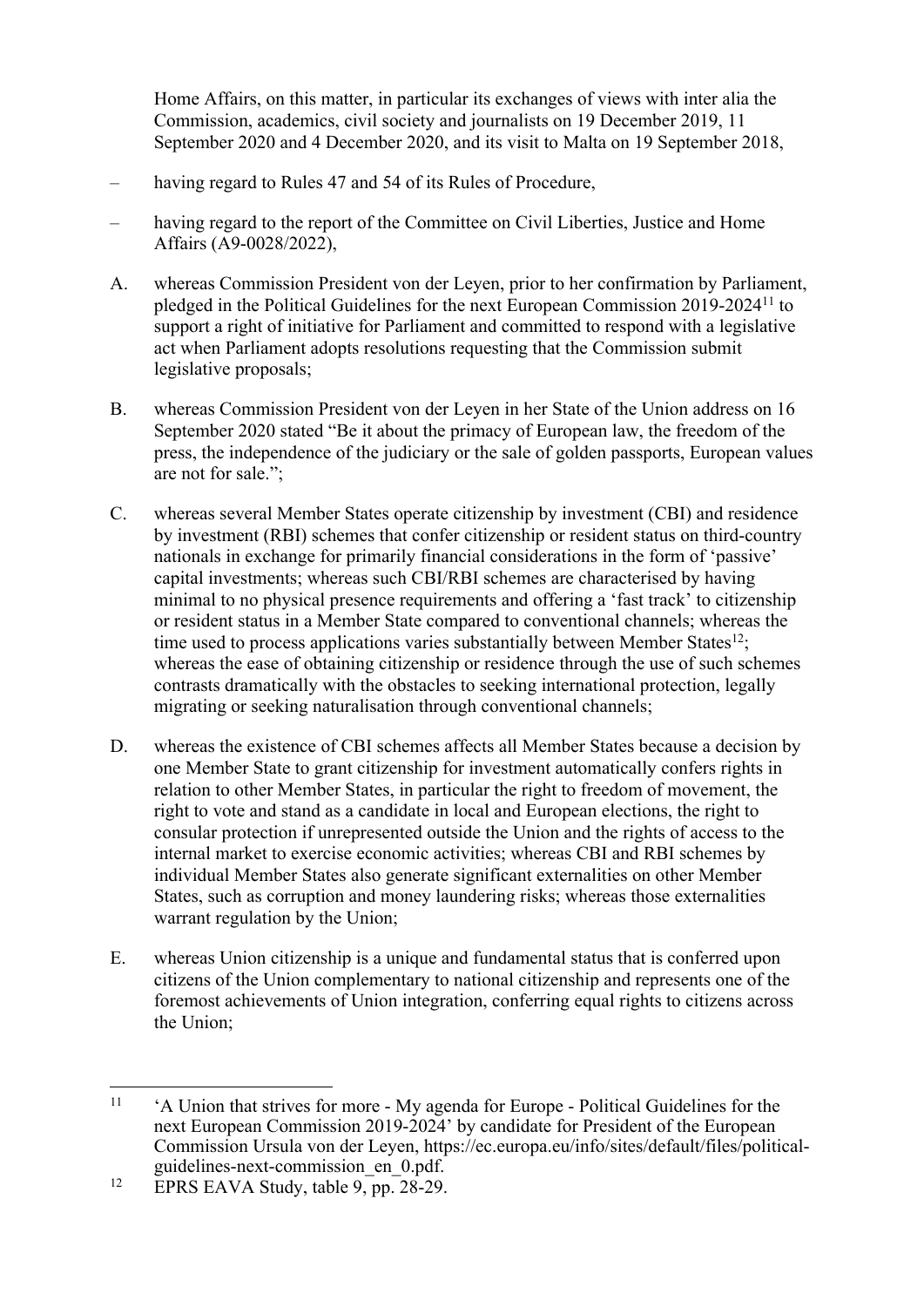Home Affairs, on this matter, in particular its exchanges of views with inter alia the Commission, academics, civil society and journalists on 19 December 2019, 11 September 2020 and 4 December 2020, and its visit to Malta on 19 September 2018,

– having regard to Rules 47 and 54 of its Rules of Procedure,

– having regard to the report of the Committee on Civil Liberties, Justice and Home Affairs (A9-0028/2022),

A. whereas Commission President von der Leyen, prior to her confirmation by Parliament, pledged in the Political Guidelines for the next European Commission 2019-2024[11] to support a right of initiative for Parliament and committed to respond with a legislative act when Parliament adopts resolutions requesting that the Commission submit legislative proposals;

B. whereas Commission President von der Leyen in her State of the Union address on 16 September 2020 stated "Be it about the primacy of European law, the freedom of the press, the independence of the judiciary or the sale of golden passports, European values are not for sale.";

C. whereas several Member States operate citizenship by investment (CBI) and residence by investment (RBI) schemes that confer citizenship or resident status on third-country nationals in exchange for primarily financial considerations in the form of 'passive' capital investments; whereas such CBI/RBI schemes are characterised by having minimal to no physical presence requirements and offering a 'fast track' to citizenship or resident status in a Member State compared to conventional channels; whereas the time used to process applications varies substantially between Member States[12]; whereas the ease of obtaining citizenship or residence through the use of such schemes contrasts dramatically with the obstacles to seeking international protection, legally migrating or seeking naturalisation through conventional channels;

D. whereas the existence of CBI schemes affects all Member States because a decision by one Member State to grant citizenship for investment automatically confers rights in relation to other Member States, in particular the right to freedom of movement, the right to vote and stand as a candidate in local and European elections, the right to consular protection if unrepresented outside the Union and the rights of access to the internal market to exercise economic activities; whereas CBI and RBI schemes by individual Member States also generate significant externalities on other Member States, such as corruption and money laundering risks; whereas those externalities warrant regulation by the Union;

E. whereas Union citizenship is a unique and fundamental status that is conferred upon citizens of the Union complementary to national citizenship and represents one of the foremost achievements of Union integration, conferring equal rights to citizens across the Union;

---

[11] 'A Union that strives for more - My agenda for Europe - Political Guidelines for the next European Commission 2019-2024' by candidate for President of the European Commission Ursula von der Leyen, https://ec.europa.eu/info/sites/default/files/political-guidelines-next-commission_en_0.pdf.

[12] EPRS EAVA Study, table 9, pp. 28-29.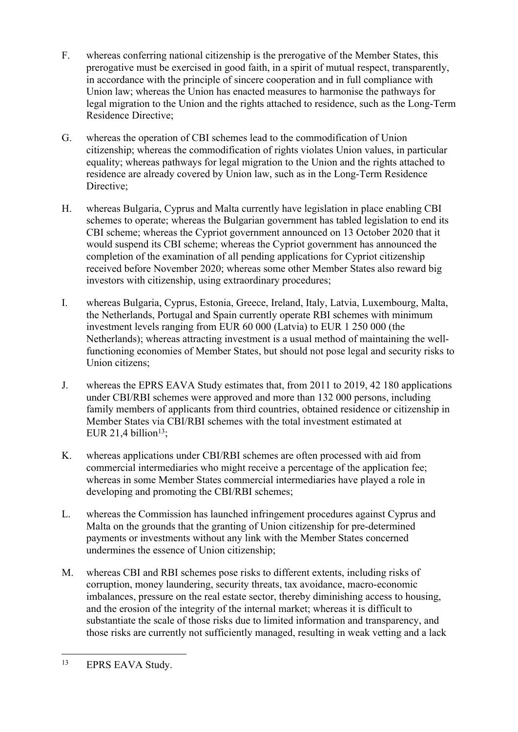F. whereas conferring national citizenship is the prerogative of the Member States, this prerogative must be exercised in good faith, in a spirit of mutual respect, transparently, in accordance with the principle of sincere cooperation and in full compliance with Union law; whereas the Union has enacted measures to harmonise the pathways for legal migration to the Union and the rights attached to residence, such as the Long-Term Residence Directive;

G. whereas the operation of CBI schemes lead to the commodification of Union citizenship; whereas the commodification of rights violates Union values, in particular equality; whereas pathways for legal migration to the Union and the rights attached to residence are already covered by Union law, such as in the Long-Term Residence Directive;

H. whereas Bulgaria, Cyprus and Malta currently have legislation in place enabling CBI schemes to operate; whereas the Bulgarian government has tabled legislation to end its CBI scheme; whereas the Cypriot government announced on 13 October 2020 that it would suspend its CBI scheme; whereas the Cypriot government has announced the completion of the examination of all pending applications for Cypriot citizenship received before November 2020; whereas some other Member States also reward big investors with citizenship, using extraordinary procedures;

I. whereas Bulgaria, Cyprus, Estonia, Greece, Ireland, Italy, Latvia, Luxembourg, Malta, the Netherlands, Portugal and Spain currently operate RBI schemes with minimum investment levels ranging from EUR 60 000 (Latvia) to EUR 1 250 000 (the Netherlands); whereas attracting investment is a usual method of maintaining the well-functioning economies of Member States, but should not pose legal and security risks to Union citizens;

J. whereas the EPRS EAVA Study estimates that, from 2011 to 2019, 42 180 applications under CBI/RBI schemes were approved and more than 132 000 persons, including family members of applicants from third countries, obtained residence or citizenship in Member States via CBI/RBI schemes with the total investment estimated at EUR 21,4 billion[13];

K. whereas applications under CBI/RBI schemes are often processed with aid from commercial intermediaries who might receive a percentage of the application fee; whereas in some Member States commercial intermediaries have played a role in developing and promoting the CBI/RBI schemes;

L. whereas the Commission has launched infringement procedures against Cyprus and Malta on the grounds that the granting of Union citizenship for pre-determined payments or investments without any link with the Member States concerned undermines the essence of Union citizenship;

M. whereas CBI and RBI schemes pose risks to different extents, including risks of corruption, money laundering, security threats, tax avoidance, macro-economic imbalances, pressure on the real estate sector, thereby diminishing access to housing, and the erosion of the integrity of the internal market; whereas it is difficult to substantiate the scale of those risks due to limited information and transparency, and those risks are currently not sufficiently managed, resulting in weak vetting and a lack

[13] EPRS EAVA Study.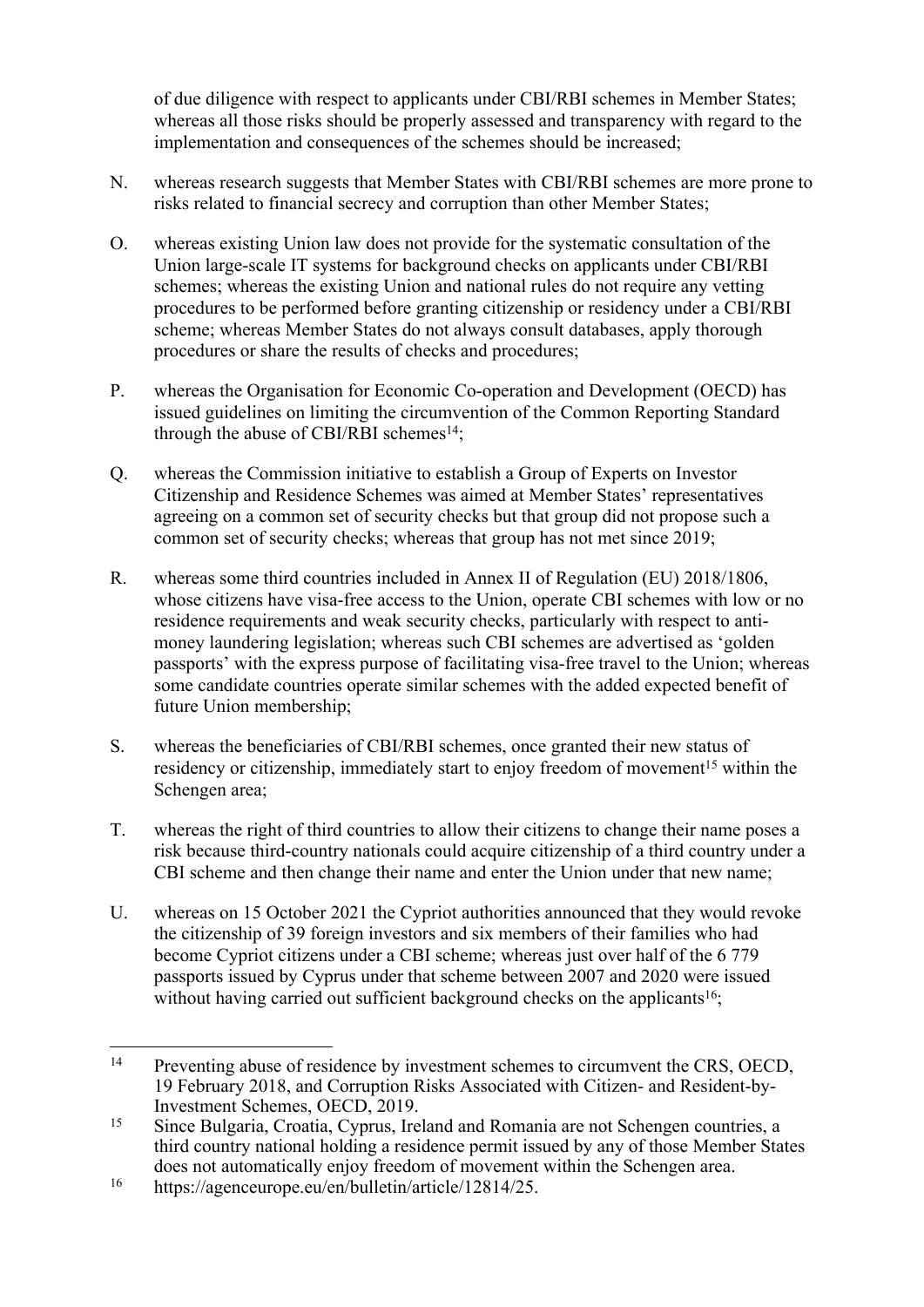of due diligence with respect to applicants under CBI/RBI schemes in Member States; whereas all those risks should be properly assessed and transparency with regard to the implementation and consequences of the schemes should be increased;

N. whereas research suggests that Member States with CBI/RBI schemes are more prone to risks related to financial secrecy and corruption than other Member States;

O. whereas existing Union law does not provide for the systematic consultation of the Union large-scale IT systems for background checks on applicants under CBI/RBI schemes; whereas the existing Union and national rules do not require any vetting procedures to be performed before granting citizenship or residency under a CBI/RBI scheme; whereas Member States do not always consult databases, apply thorough procedures or share the results of checks and procedures;

P. whereas the Organisation for Economic Co-operation and Development (OECD) has issued guidelines on limiting the circumvention of the Common Reporting Standard through the abuse of CBI/RBI schemes[14];

Q. whereas the Commission initiative to establish a Group of Experts on Investor Citizenship and Residence Schemes was aimed at Member States' representatives agreeing on a common set of security checks but that group did not propose such a common set of security checks; whereas that group has not met since 2019;

R. whereas some third countries included in Annex II of Regulation (EU) 2018/1806, whose citizens have visa-free access to the Union, operate CBI schemes with low or no residence requirements and weak security checks, particularly with respect to anti-money laundering legislation; whereas such CBI schemes are advertised as 'golden passports' with the express purpose of facilitating visa-free travel to the Union; whereas some candidate countries operate similar schemes with the added expected benefit of future Union membership;

S. whereas the beneficiaries of CBI/RBI schemes, once granted their new status of residency or citizenship, immediately start to enjoy freedom of movement[15] within the Schengen area;

T. whereas the right of third countries to allow their citizens to change their name poses a risk because third-country nationals could acquire citizenship of a third country under a CBI scheme and then change their name and enter the Union under that new name;

U. whereas on 15 October 2021 the Cypriot authorities announced that they would revoke the citizenship of 39 foreign investors and six members of their families who had become Cypriot citizens under a CBI scheme; whereas just over half of the 6 779 passports issued by Cyprus under that scheme between 2007 and 2020 were issued without having carried out sufficient background checks on the applicants[16];

---

[14] Preventing abuse of residence by investment schemes to circumvent the CRS, OECD, 19 February 2018, and Corruption Risks Associated with Citizen- and Resident-by-Investment Schemes, OECD, 2019.

[15] Since Bulgaria, Croatia, Cyprus, Ireland and Romania are not Schengen countries, a third country national holding a residence permit issued by any of those Member States does not automatically enjoy freedom of movement within the Schengen area.

[16] https://agenceurope.eu/en/bulletin/article/12814/25.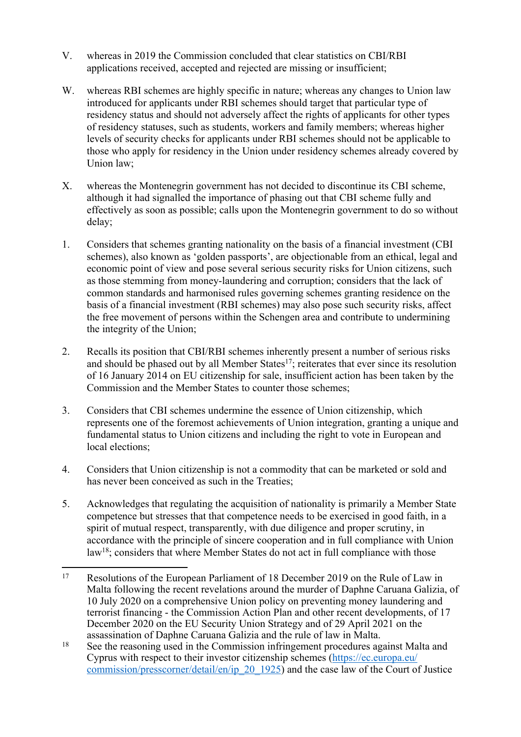V. whereas in 2019 the Commission concluded that clear statistics on CBI/RBI applications received, accepted and rejected are missing or insufficient;

W. whereas RBI schemes are highly specific in nature; whereas any changes to Union law introduced for applicants under RBI schemes should target that particular type of residency status and should not adversely affect the rights of applicants for other types of residency statuses, such as students, workers and family members; whereas higher levels of security checks for applicants under RBI schemes should not be applicable to those who apply for residency in the Union under residency schemes already covered by Union law;

X. whereas the Montenegrin government has not decided to discontinue its CBI scheme, although it had signalled the importance of phasing out that CBI scheme fully and effectively as soon as possible; calls upon the Montenegrin government to do so without delay;

1. Considers that schemes granting nationality on the basis of a financial investment (CBI schemes), also known as 'golden passports', are objectionable from an ethical, legal and economic point of view and pose several serious security risks for Union citizens, such as those stemming from money-laundering and corruption; considers that the lack of common standards and harmonised rules governing schemes granting residence on the basis of a financial investment (RBI schemes) may also pose such security risks, affect the free movement of persons within the Schengen area and contribute to undermining the integrity of the Union;

2. Recalls its position that CBI/RBI schemes inherently present a number of serious risks and should be phased out by all Member States[17]; reiterates that ever since its resolution of 16 January 2014 on EU citizenship for sale, insufficient action has been taken by the Commission and the Member States to counter those schemes;

3. Considers that CBI schemes undermine the essence of Union citizenship, which represents one of the foremost achievements of Union integration, granting a unique and fundamental status to Union citizens and including the right to vote in European and local elections;

4. Considers that Union citizenship is not a commodity that can be marketed or sold and has never been conceived as such in the Treaties;

5. Acknowledges that regulating the acquisition of nationality is primarily a Member State competence but stresses that that competence needs to be exercised in good faith, in a spirit of mutual respect, transparently, with due diligence and proper scrutiny, in accordance with the principle of sincere cooperation and in full compliance with Union law[18]; considers that where Member States do not act in full compliance with those

---

[17] Resolutions of the European Parliament of 18 December 2019 on the Rule of Law in Malta following the recent revelations around the murder of Daphne Caruana Galizia, of 10 July 2020 on a comprehensive Union policy on preventing money laundering and terrorist financing - the Commission Action Plan and other recent developments, of 17 December 2020 on the EU Security Union Strategy and of 29 April 2021 on the assassination of Daphne Caruana Galizia and the rule of law in Malta.

[18] See the reasoning used in the Commission infringement procedures against Malta and Cyprus with respect to their investor citizenship schemes (https://ec.europa.eu/commission/presscorner/detail/en/ip_20_1925) and the case law of the Court of Justice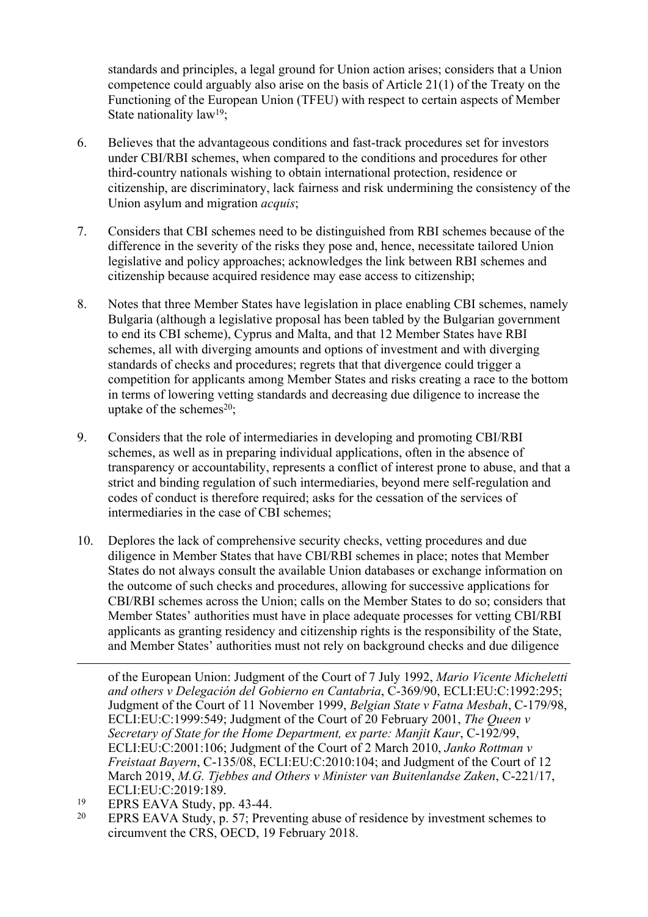standards and principles, a legal ground for Union action arises; considers that a Union competence could arguably also arise on the basis of Article 21(1) of the Treaty on the Functioning of the European Union (TFEU) with respect to certain aspects of Member State nationality law[19];

6. Believes that the advantageous conditions and fast-track procedures set for investors under CBI/RBI schemes, when compared to the conditions and procedures for other third-country nationals wishing to obtain international protection, residence or citizenship, are discriminatory, lack fairness and risk undermining the consistency of the Union asylum and migration *acquis*;

7. Considers that CBI schemes need to be distinguished from RBI schemes because of the difference in the severity of the risks they pose and, hence, necessitate tailored Union legislative and policy approaches; acknowledges the link between RBI schemes and citizenship because acquired residence may ease access to citizenship;

8. Notes that three Member States have legislation in place enabling CBI schemes, namely Bulgaria (although a legislative proposal has been tabled by the Bulgarian government to end its CBI scheme), Cyprus and Malta, and that 12 Member States have RBI schemes, all with diverging amounts and options of investment and with diverging standards of checks and procedures; regrets that that divergence could trigger a competition for applicants among Member States and risks creating a race to the bottom in terms of lowering vetting standards and decreasing due diligence to increase the uptake of the schemes[20];

9. Considers that the role of intermediaries in developing and promoting CBI/RBI schemes, as well as in preparing individual applications, often in the absence of transparency or accountability, represents a conflict of interest prone to abuse, and that a strict and binding regulation of such intermediaries, beyond mere self-regulation and codes of conduct is therefore required; asks for the cessation of the services of intermediaries in the case of CBI schemes;

10. Deplores the lack of comprehensive security checks, vetting procedures and due diligence in Member States that have CBI/RBI schemes in place; notes that Member States do not always consult the available Union databases or exchange information on the outcome of such checks and procedures, allowing for successive applications for CBI/RBI schemes across the Union; calls on the Member States to do so; considers that Member States' authorities must have in place adequate processes for vetting CBI/RBI applicants as granting residency and citizenship rights is the responsibility of the State, and Member States' authorities must not rely on background checks and due diligence

---

of the European Union: Judgment of the Court of 7 July 1992, *Mario Vicente Micheletti and others v Delegación del Gobierno en Cantabria*, C-369/90, ECLI:EU:C:1992:295; Judgment of the Court of 11 November 1999, *Belgian State v Fatna Mesbah*, C-179/98, ECLI:EU:C:1999:549; Judgment of the Court of 20 February 2001, *The Queen v Secretary of State for the Home Department, ex parte: Manjit Kaur*, C-192/99, ECLI:EU:C:2001:106; Judgment of the Court of 2 March 2010, *Janko Rottman v Freistaat Bayern*, C-135/08, ECLI:EU:C:2010:104; and Judgment of the Court of 12 March 2019, *M.G. Tjebbes and Others v Minister van Buitenlandse Zaken*, C-221/17, ECLI:EU:C:2019:189.

[19] EPRS EAVA Study, pp. 43-44.

[20] EPRS EAVA Study, p. 57; Preventing abuse of residence by investment schemes to circumvent the CRS, OECD, 19 February 2018.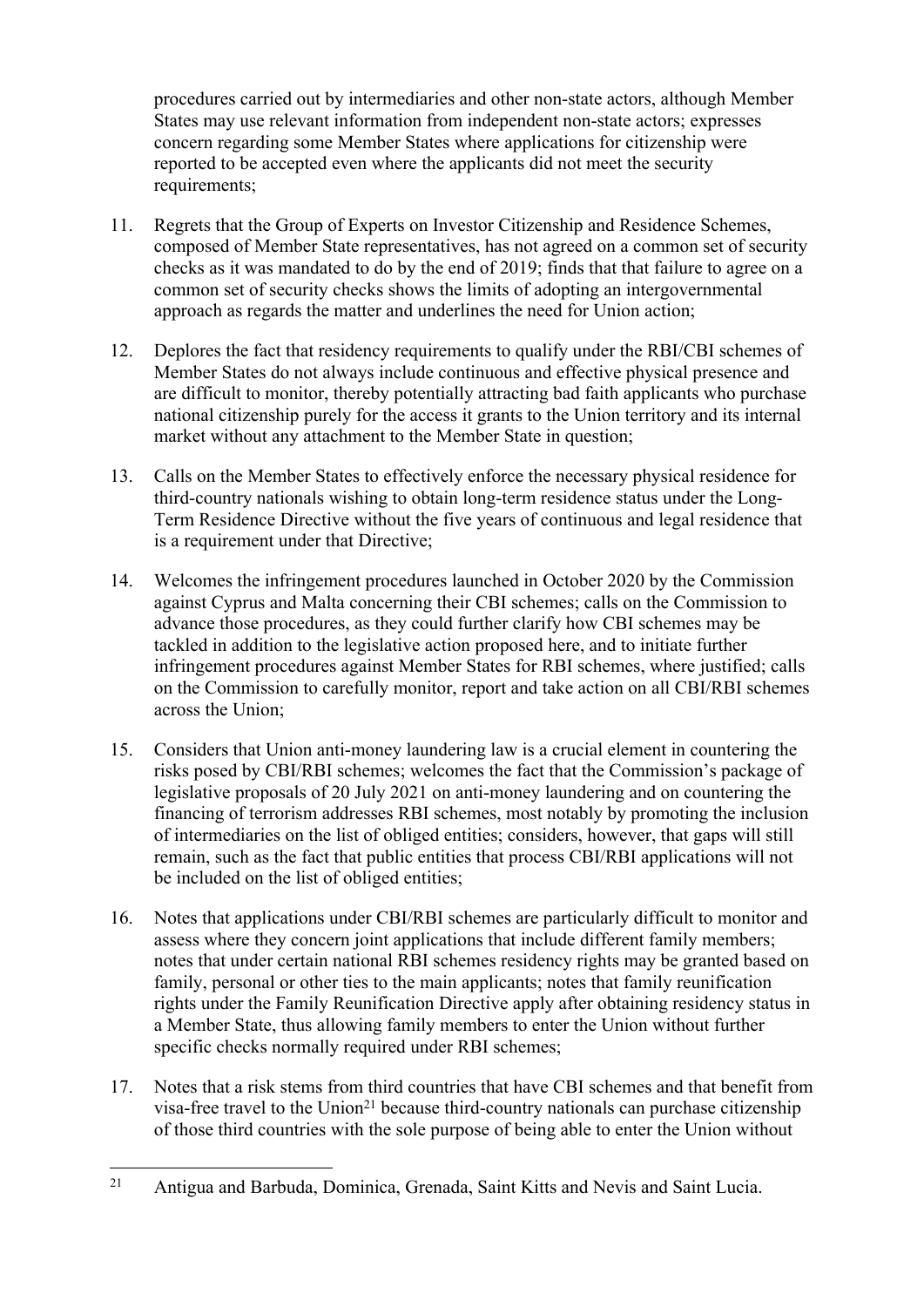procedures carried out by intermediaries and other non-state actors, although Member States may use relevant information from independent non-state actors; expresses concern regarding some Member States where applications for citizenship were reported to be accepted even where the applicants did not meet the security requirements;

11. Regrets that the Group of Experts on Investor Citizenship and Residence Schemes, composed of Member State representatives, has not agreed on a common set of security checks as it was mandated to do by the end of 2019; finds that that failure to agree on a common set of security checks shows the limits of adopting an intergovernmental approach as regards the matter and underlines the need for Union action;

12. Deplores the fact that residency requirements to qualify under the RBI/CBI schemes of Member States do not always include continuous and effective physical presence and are difficult to monitor, thereby potentially attracting bad faith applicants who purchase national citizenship purely for the access it grants to the Union territory and its internal market without any attachment to the Member State in question;

13. Calls on the Member States to effectively enforce the necessary physical residence for third-country nationals wishing to obtain long-term residence status under the Long-Term Residence Directive without the five years of continuous and legal residence that is a requirement under that Directive;

14. Welcomes the infringement procedures launched in October 2020 by the Commission against Cyprus and Malta concerning their CBI schemes; calls on the Commission to advance those procedures, as they could further clarify how CBI schemes may be tackled in addition to the legislative action proposed here, and to initiate further infringement procedures against Member States for RBI schemes, where justified; calls on the Commission to carefully monitor, report and take action on all CBI/RBI schemes across the Union;

15. Considers that Union anti-money laundering law is a crucial element in countering the risks posed by CBI/RBI schemes; welcomes the fact that the Commission's package of legislative proposals of 20 July 2021 on anti-money laundering and on countering the financing of terrorism addresses RBI schemes, most notably by promoting the inclusion of intermediaries on the list of obliged entities; considers, however, that gaps will still remain, such as the fact that public entities that process CBI/RBI applications will not be included on the list of obliged entities;

16. Notes that applications under CBI/RBI schemes are particularly difficult to monitor and assess where they concern joint applications that include different family members; notes that under certain national RBI schemes residency rights may be granted based on family, personal or other ties to the main applicants; notes that family reunification rights under the Family Reunification Directive apply after obtaining residency status in a Member State, thus allowing family members to enter the Union without further specific checks normally required under RBI schemes;

17. Notes that a risk stems from third countries that have CBI schemes and that benefit from visa-free travel to the Union[21] because third-country nationals can purchase citizenship of those third countries with the sole purpose of being able to enter the Union without

[21] Antigua and Barbuda, Dominica, Grenada, Saint Kitts and Nevis and Saint Lucia.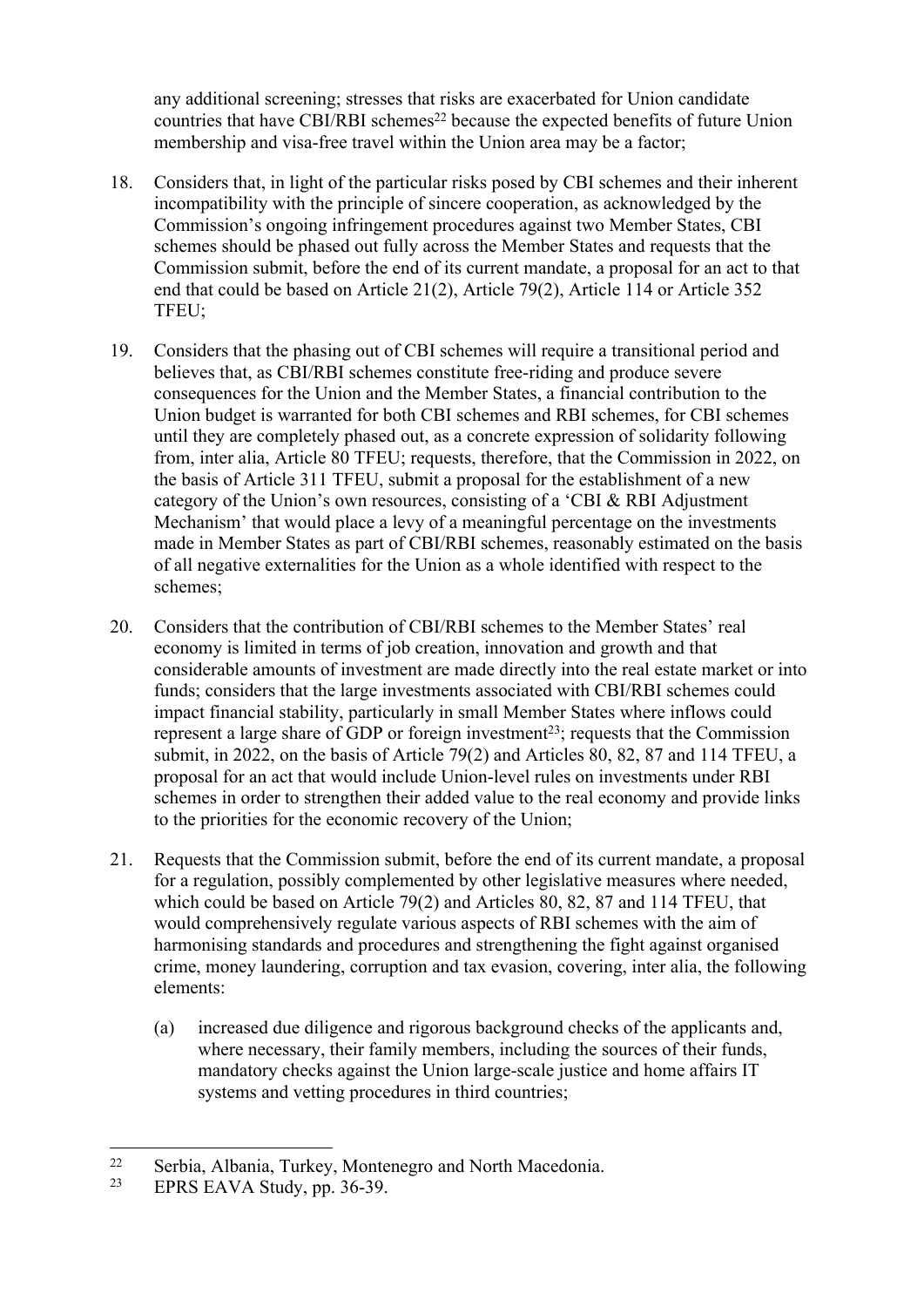any additional screening; stresses that risks are exacerbated for Union candidate countries that have CBI/RBI schemes[22] because the expected benefits of future Union membership and visa-free travel within the Union area may be a factor;

18. Considers that, in light of the particular risks posed by CBI schemes and their inherent incompatibility with the principle of sincere cooperation, as acknowledged by the Commission's ongoing infringement procedures against two Member States, CBI schemes should be phased out fully across the Member States and requests that the Commission submit, before the end of its current mandate, a proposal for an act to that end that could be based on Article 21(2), Article 79(2), Article 114 or Article 352 TFEU;

19. Considers that the phasing out of CBI schemes will require a transitional period and believes that, as CBI/RBI schemes constitute free-riding and produce severe consequences for the Union and the Member States, a financial contribution to the Union budget is warranted for both CBI schemes and RBI schemes, for CBI schemes until they are completely phased out, as a concrete expression of solidarity following from, inter alia, Article 80 TFEU; requests, therefore, that the Commission in 2022, on the basis of Article 311 TFEU, submit a proposal for the establishment of a new category of the Union's own resources, consisting of a 'CBI & RBI Adjustment Mechanism' that would place a levy of a meaningful percentage on the investments made in Member States as part of CBI/RBI schemes, reasonably estimated on the basis of all negative externalities for the Union as a whole identified with respect to the schemes;

20. Considers that the contribution of CBI/RBI schemes to the Member States' real economy is limited in terms of job creation, innovation and growth and that considerable amounts of investment are made directly into the real estate market or into funds; considers that the large investments associated with CBI/RBI schemes could impact financial stability, particularly in small Member States where inflows could represent a large share of GDP or foreign investment[23]; requests that the Commission submit, in 2022, on the basis of Article 79(2) and Articles 80, 82, 87 and 114 TFEU, a proposal for an act that would include Union-level rules on investments under RBI schemes in order to strengthen their added value to the real economy and provide links to the priorities for the economic recovery of the Union;

21. Requests that the Commission submit, before the end of its current mandate, a proposal for a regulation, possibly complemented by other legislative measures where needed, which could be based on Article 79(2) and Articles 80, 82, 87 and 114 TFEU, that would comprehensively regulate various aspects of RBI schemes with the aim of harmonising standards and procedures and strengthening the fight against organised crime, money laundering, corruption and tax evasion, covering, inter alia, the following elements:

    (a) increased due diligence and rigorous background checks of the applicants and, where necessary, their family members, including the sources of their funds, mandatory checks against the Union large-scale justice and home affairs IT systems and vetting procedures in third countries;

---

[22] Serbia, Albania, Turkey, Montenegro and North Macedonia.

[23] EPRS EAVA Study, pp. 36-39.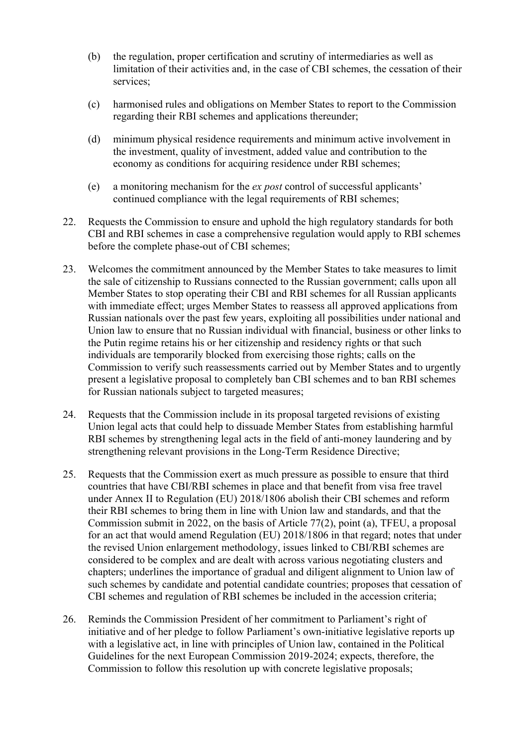(b) the regulation, proper certification and scrutiny of intermediaries as well as limitation of their activities and, in the case of CBI schemes, the cessation of their services;

(c) harmonised rules and obligations on Member States to report to the Commission regarding their RBI schemes and applications thereunder;

(d) minimum physical residence requirements and minimum active involvement in the investment, quality of investment, added value and contribution to the economy as conditions for acquiring residence under RBI schemes;

(e) a monitoring mechanism for the *ex post* control of successful applicants' continued compliance with the legal requirements of RBI schemes;

22. Requests the Commission to ensure and uphold the high regulatory standards for both CBI and RBI schemes in case a comprehensive regulation would apply to RBI schemes before the complete phase-out of CBI schemes;

23. Welcomes the commitment announced by the Member States to take measures to limit the sale of citizenship to Russians connected to the Russian government; calls upon all Member States to stop operating their CBI and RBI schemes for all Russian applicants with immediate effect; urges Member States to reassess all approved applications from Russian nationals over the past few years, exploiting all possibilities under national and Union law to ensure that no Russian individual with financial, business or other links to the Putin regime retains his or her citizenship and residency rights or that such individuals are temporarily blocked from exercising those rights; calls on the Commission to verify such reassessments carried out by Member States and to urgently present a legislative proposal to completely ban CBI schemes and to ban RBI schemes for Russian nationals subject to targeted measures;

24. Requests that the Commission include in its proposal targeted revisions of existing Union legal acts that could help to dissuade Member States from establishing harmful RBI schemes by strengthening legal acts in the field of anti-money laundering and by strengthening relevant provisions in the Long-Term Residence Directive;

25. Requests that the Commission exert as much pressure as possible to ensure that third countries that have CBI/RBI schemes in place and that benefit from visa free travel under Annex II to Regulation (EU) 2018/1806 abolish their CBI schemes and reform their RBI schemes to bring them in line with Union law and standards, and that the Commission submit in 2022, on the basis of Article 77(2), point (a), TFEU, a proposal for an act that would amend Regulation (EU) 2018/1806 in that regard; notes that under the revised Union enlargement methodology, issues linked to CBI/RBI schemes are considered to be complex and are dealt with across various negotiating clusters and chapters; underlines the importance of gradual and diligent alignment to Union law of such schemes by candidate and potential candidate countries; proposes that cessation of CBI schemes and regulation of RBI schemes be included in the accession criteria;

26. Reminds the Commission President of her commitment to Parliament's right of initiative and of her pledge to follow Parliament's own-initiative legislative reports up with a legislative act, in line with principles of Union law, contained in the Political Guidelines for the next European Commission 2019-2024; expects, therefore, the Commission to follow this resolution up with concrete legislative proposals;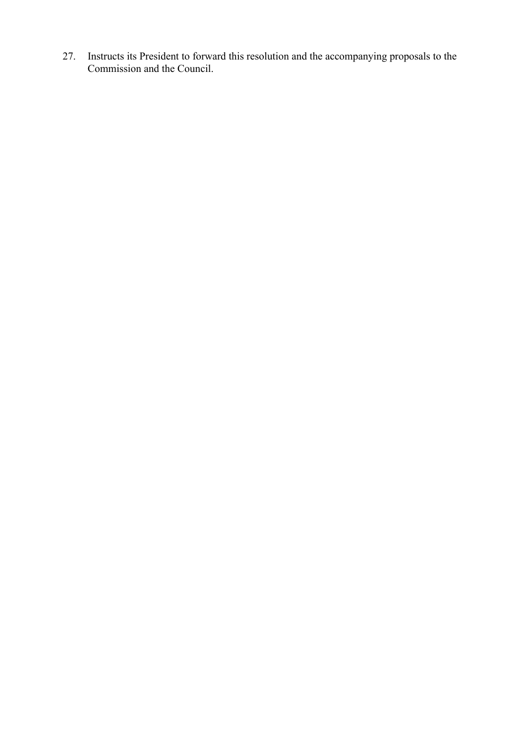27. Instructs its President to forward this resolution and the accompanying proposals to the Commission and the Council.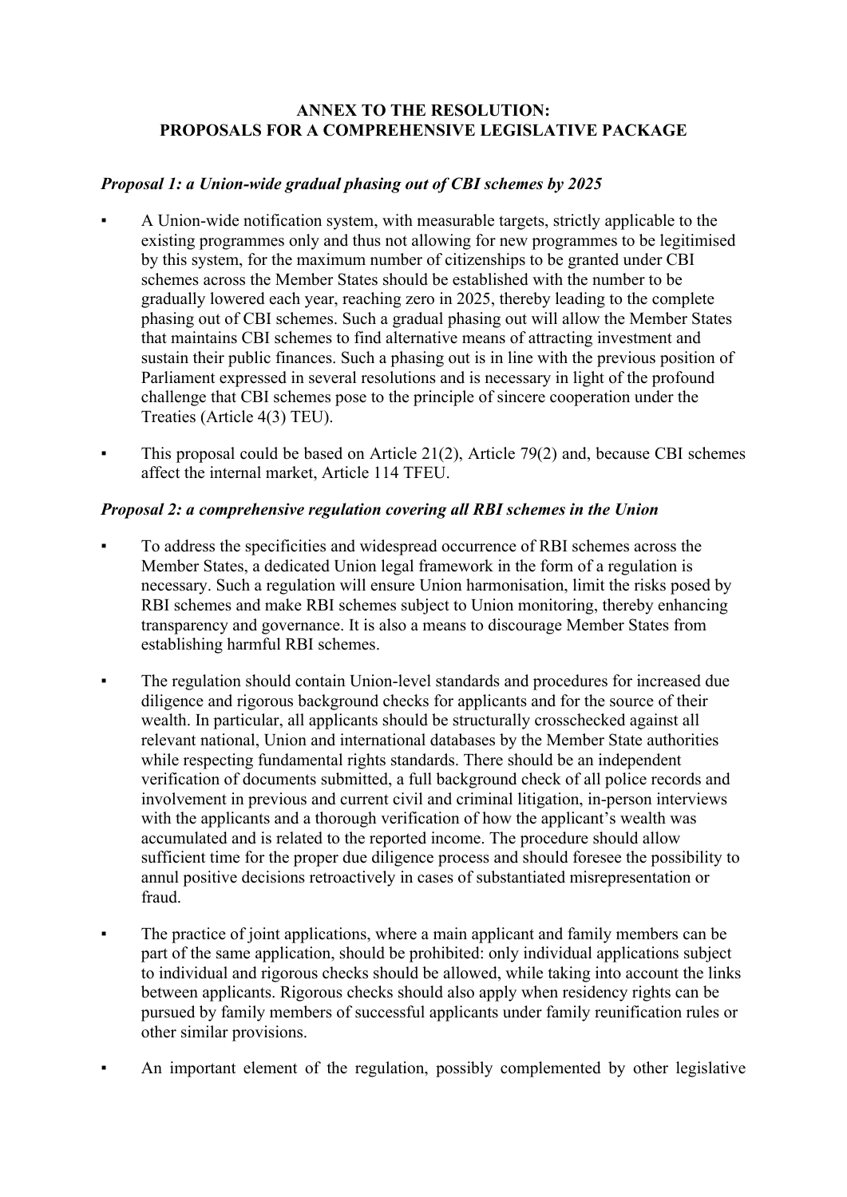**ANNEX TO THE RESOLUTION: PROPOSALS FOR A COMPREHENSIVE LEGISLATIVE PACKAGE**

***Proposal 1: a Union-wide gradual phasing out of CBI schemes by 2025***

- A Union-wide notification system, with measurable targets, strictly applicable to the existing programmes only and thus not allowing for new programmes to be legitimised by this system, for the maximum number of citizenships to be granted under CBI schemes across the Member States should be established with the number to be gradually lowered each year, reaching zero in 2025, thereby leading to the complete phasing out of CBI schemes. Such a gradual phasing out will allow the Member States that maintains CBI schemes to find alternative means of attracting investment and sustain their public finances. Such a phasing out is in line with the previous position of Parliament expressed in several resolutions and is necessary in light of the profound challenge that CBI schemes pose to the principle of sincere cooperation under the Treaties (Article 4(3) TEU).

- This proposal could be based on Article 21(2), Article 79(2) and, because CBI schemes affect the internal market, Article 114 TFEU.

***Proposal 2: a comprehensive regulation covering all RBI schemes in the Union***

- To address the specificities and widespread occurrence of RBI schemes across the Member States, a dedicated Union legal framework in the form of a regulation is necessary. Such a regulation will ensure Union harmonisation, limit the risks posed by RBI schemes and make RBI schemes subject to Union monitoring, thereby enhancing transparency and governance. It is also a means to discourage Member States from establishing harmful RBI schemes.

- The regulation should contain Union-level standards and procedures for increased due diligence and rigorous background checks for applicants and for the source of their wealth. In particular, all applicants should be structurally crosschecked against all relevant national, Union and international databases by the Member State authorities while respecting fundamental rights standards. There should be an independent verification of documents submitted, a full background check of all police records and involvement in previous and current civil and criminal litigation, in-person interviews with the applicants and a thorough verification of how the applicant's wealth was accumulated and is related to the reported income. The procedure should allow sufficient time for the proper due diligence process and should foresee the possibility to annul positive decisions retroactively in cases of substantiated misrepresentation or fraud.

- The practice of joint applications, where a main applicant and family members can be part of the same application, should be prohibited: only individual applications subject to individual and rigorous checks should be allowed, while taking into account the links between applicants. Rigorous checks should also apply when residency rights can be pursued by family members of successful applicants under family reunification rules or other similar provisions.

- An important element of the regulation, possibly complemented by other legislative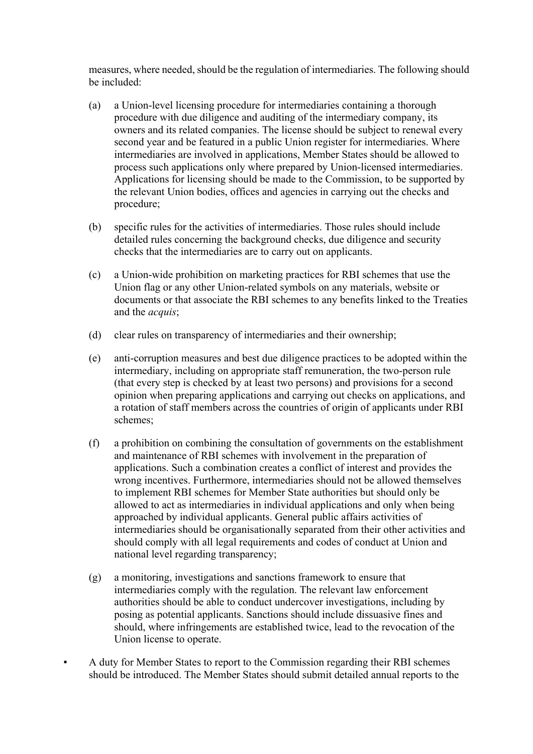measures, where needed, should be the regulation of intermediaries. The following should be included:

(a) a Union-level licensing procedure for intermediaries containing a thorough procedure with due diligence and auditing of the intermediary company, its owners and its related companies. The license should be subject to renewal every second year and be featured in a public Union register for intermediaries. Where intermediaries are involved in applications, Member States should be allowed to process such applications only where prepared by Union-licensed intermediaries. Applications for licensing should be made to the Commission, to be supported by the relevant Union bodies, offices and agencies in carrying out the checks and procedure;

(b) specific rules for the activities of intermediaries. Those rules should include detailed rules concerning the background checks, due diligence and security checks that the intermediaries are to carry out on applicants.

(c) a Union-wide prohibition on marketing practices for RBI schemes that use the Union flag or any other Union-related symbols on any materials, website or documents or that associate the RBI schemes to any benefits linked to the Treaties and the *acquis*;

(d) clear rules on transparency of intermediaries and their ownership;

(e) anti-corruption measures and best due diligence practices to be adopted within the intermediary, including on appropriate staff remuneration, the two-person rule (that every step is checked by at least two persons) and provisions for a second opinion when preparing applications and carrying out checks on applications, and a rotation of staff members across the countries of origin of applicants under RBI schemes;

(f) a prohibition on combining the consultation of governments on the establishment and maintenance of RBI schemes with involvement in the preparation of applications. Such a combination creates a conflict of interest and provides the wrong incentives. Furthermore, intermediaries should not be allowed themselves to implement RBI schemes for Member State authorities but should only be allowed to act as intermediaries in individual applications and only when being approached by individual applicants. General public affairs activities of intermediaries should be organisationally separated from their other activities and should comply with all legal requirements and codes of conduct at Union and national level regarding transparency;

(g) a monitoring, investigations and sanctions framework to ensure that intermediaries comply with the regulation. The relevant law enforcement authorities should be able to conduct undercover investigations, including by posing as potential applicants. Sanctions should include dissuasive fines and should, where infringements are established twice, lead to the revocation of the Union license to operate.

- A duty for Member States to report to the Commission regarding their RBI schemes should be introduced. The Member States should submit detailed annual reports to the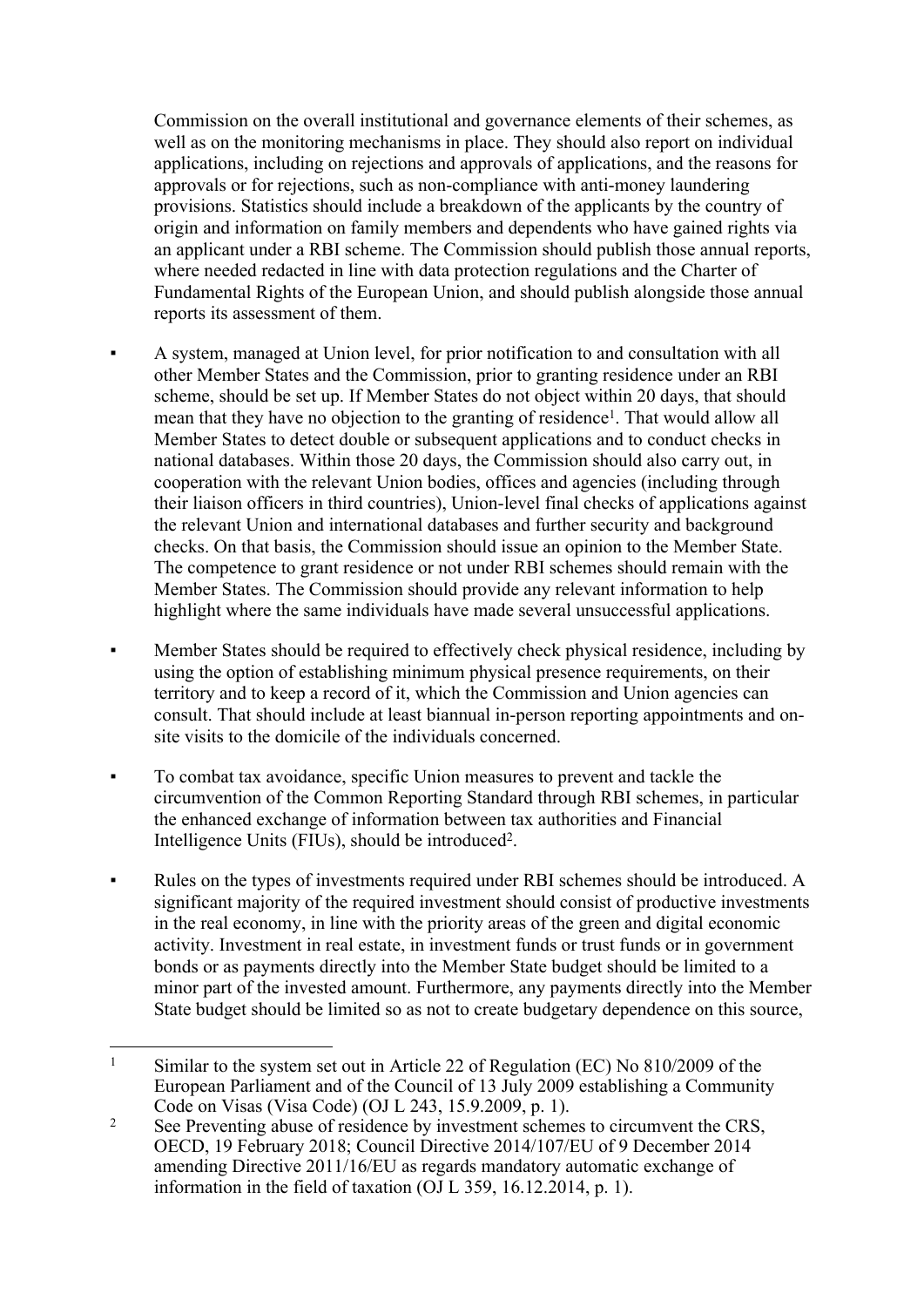Commission on the overall institutional and governance elements of their schemes, as well as on the monitoring mechanisms in place. They should also report on individual applications, including on rejections and approvals of applications, and the reasons for approvals or for rejections, such as non-compliance with anti-money laundering provisions. Statistics should include a breakdown of the applicants by the country of origin and information on family members and dependents who have gained rights via an applicant under a RBI scheme. The Commission should publish those annual reports, where needed redacted in line with data protection regulations and the Charter of Fundamental Rights of the European Union, and should publish alongside those annual reports its assessment of them.

- A system, managed at Union level, for prior notification to and consultation with all other Member States and the Commission, prior to granting residence under an RBI scheme, should be set up. If Member States do not object within 20 days, that should mean that they have no objection to the granting of residence[1]. That would allow all Member States to detect double or subsequent applications and to conduct checks in national databases. Within those 20 days, the Commission should also carry out, in cooperation with the relevant Union bodies, offices and agencies (including through their liaison officers in third countries), Union-level final checks of applications against the relevant Union and international databases and further security and background checks. On that basis, the Commission should issue an opinion to the Member State. The competence to grant residence or not under RBI schemes should remain with the Member States. The Commission should provide any relevant information to help highlight where the same individuals have made several unsuccessful applications.

- Member States should be required to effectively check physical residence, including by using the option of establishing minimum physical presence requirements, on their territory and to keep a record of it, which the Commission and Union agencies can consult. That should include at least biannual in-person reporting appointments and on-site visits to the domicile of the individuals concerned.

- To combat tax avoidance, specific Union measures to prevent and tackle the circumvention of the Common Reporting Standard through RBI schemes, in particular the enhanced exchange of information between tax authorities and Financial Intelligence Units (FIUs), should be introduced[2].

- Rules on the types of investments required under RBI schemes should be introduced. A significant majority of the required investment should consist of productive investments in the real economy, in line with the priority areas of the green and digital economic activity. Investment in real estate, in investment funds or trust funds or in government bonds or as payments directly into the Member State budget should be limited to a minor part of the invested amount. Furthermore, any payments directly into the Member State budget should be limited so as not to create budgetary dependence on this source,

---

[1] Similar to the system set out in Article 22 of Regulation (EC) No 810/2009 of the European Parliament and of the Council of 13 July 2009 establishing a Community Code on Visas (Visa Code) (OJ L 243, 15.9.2009, p. 1).

[2] See Preventing abuse of residence by investment schemes to circumvent the CRS, OECD, 19 February 2018; Council Directive 2014/107/EU of 9 December 2014 amending Directive 2011/16/EU as regards mandatory automatic exchange of information in the field of taxation (OJ L 359, 16.12.2014, p. 1).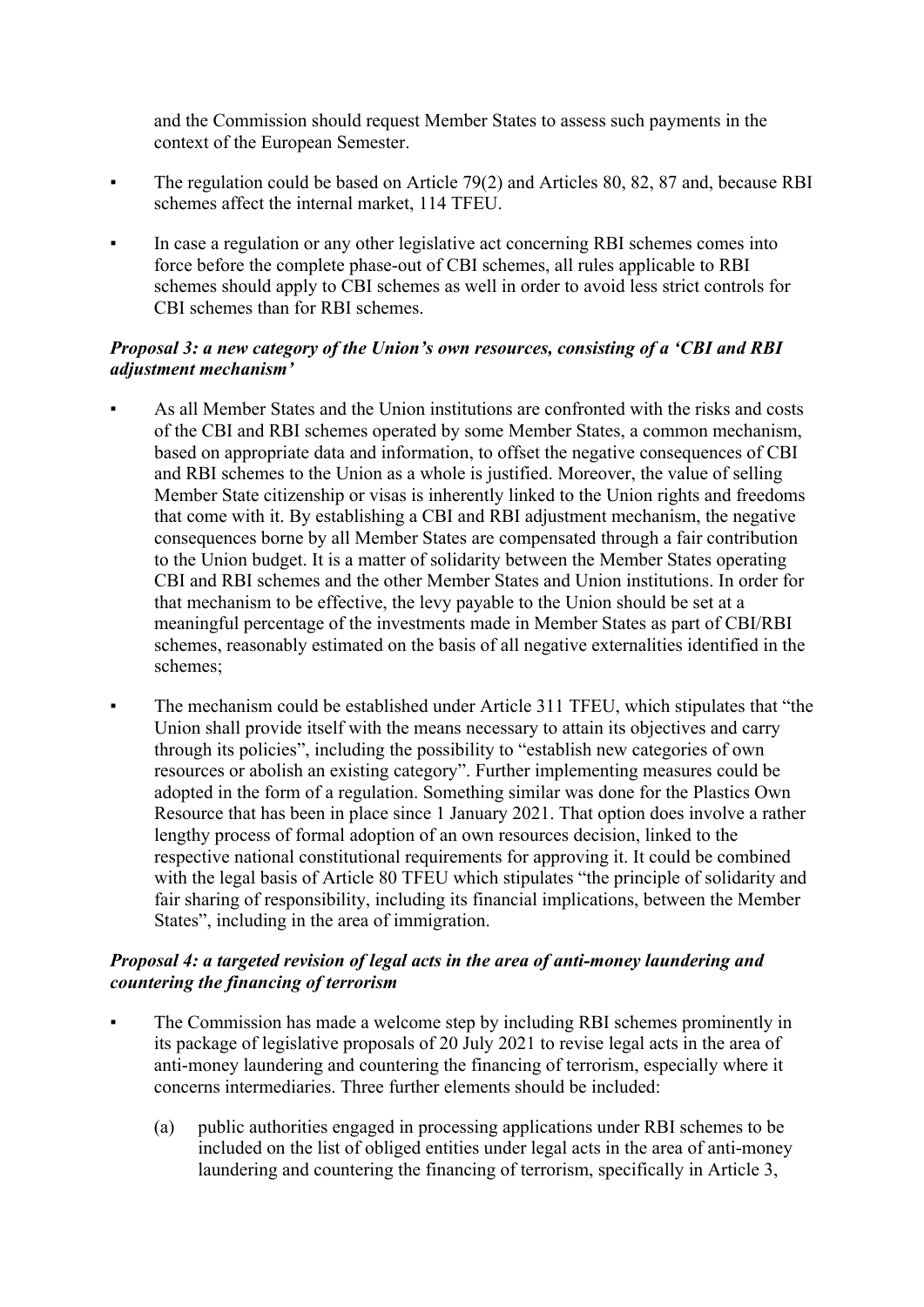and the Commission should request Member States to assess such payments in the context of the European Semester.

- The regulation could be based on Article 79(2) and Articles 80, 82, 87 and, because RBI schemes affect the internal market, 114 TFEU.
- In case a regulation or any other legislative act concerning RBI schemes comes into force before the complete phase-out of CBI schemes, all rules applicable to RBI schemes should apply to CBI schemes as well in order to avoid less strict controls for CBI schemes than for RBI schemes.

### *Proposal 3: a new category of the Union's own resources, consisting of a 'CBI and RBI adjustment mechanism'*

- As all Member States and the Union institutions are confronted with the risks and costs of the CBI and RBI schemes operated by some Member States, a common mechanism, based on appropriate data and information, to offset the negative consequences of CBI and RBI schemes to the Union as a whole is justified. Moreover, the value of selling Member State citizenship or visas is inherently linked to the Union rights and freedoms that come with it. By establishing a CBI and RBI adjustment mechanism, the negative consequences borne by all Member States are compensated through a fair contribution to the Union budget. It is a matter of solidarity between the Member States operating CBI and RBI schemes and the other Member States and Union institutions. In order for that mechanism to be effective, the levy payable to the Union should be set at a meaningful percentage of the investments made in Member States as part of CBI/RBI schemes, reasonably estimated on the basis of all negative externalities identified in the schemes;
- The mechanism could be established under Article 311 TFEU, which stipulates that "the Union shall provide itself with the means necessary to attain its objectives and carry through its policies", including the possibility to "establish new categories of own resources or abolish an existing category". Further implementing measures could be adopted in the form of a regulation. Something similar was done for the Plastics Own Resource that has been in place since 1 January 2021. That option does involve a rather lengthy process of formal adoption of an own resources decision, linked to the respective national constitutional requirements for approving it. It could be combined with the legal basis of Article 80 TFEU which stipulates "the principle of solidarity and fair sharing of responsibility, including its financial implications, between the Member States", including in the area of immigration.

### *Proposal 4: a targeted revision of legal acts in the area of anti-money laundering and countering the financing of terrorism*

- The Commission has made a welcome step by including RBI schemes prominently in its package of legislative proposals of 20 July 2021 to revise legal acts in the area of anti-money laundering and countering the financing of terrorism, especially where it concerns intermediaries. Three further elements should be included:
  - (a) public authorities engaged in processing applications under RBI schemes to be included on the list of obliged entities under legal acts in the area of anti-money laundering and countering the financing of terrorism, specifically in Article 3,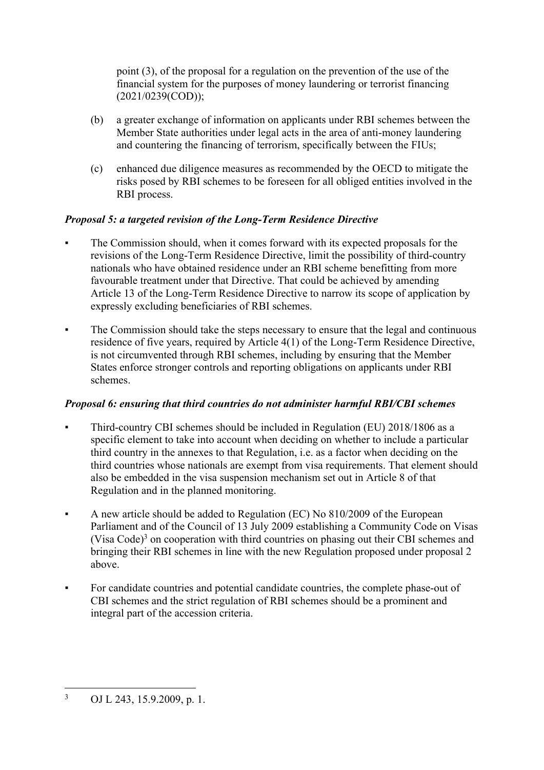point (3), of the proposal for a regulation on the prevention of the use of the financial system for the purposes of money laundering or terrorist financing (2021/0239(COD));

(b) a greater exchange of information on applicants under RBI schemes between the Member State authorities under legal acts in the area of anti-money laundering and countering the financing of terrorism, specifically between the FIUs;

(c) enhanced due diligence measures as recommended by the OECD to mitigate the risks posed by RBI schemes to be foreseen for all obliged entities involved in the RBI process.

***Proposal 5: a targeted revision of the Long-Term Residence Directive***

- The Commission should, when it comes forward with its expected proposals for the revisions of the Long-Term Residence Directive, limit the possibility of third-country nationals who have obtained residence under an RBI scheme benefitting from more favourable treatment under that Directive. That could be achieved by amending Article 13 of the Long-Term Residence Directive to narrow its scope of application by expressly excluding beneficiaries of RBI schemes.
- The Commission should take the steps necessary to ensure that the legal and continuous residence of five years, required by Article 4(1) of the Long-Term Residence Directive, is not circumvented through RBI schemes, including by ensuring that the Member States enforce stronger controls and reporting obligations on applicants under RBI schemes.

***Proposal 6: ensuring that third countries do not administer harmful RBI/CBI schemes***

- Third-country CBI schemes should be included in Regulation (EU) 2018/1806 as a specific element to take into account when deciding on whether to include a particular third country in the annexes to that Regulation, i.e. as a factor when deciding on the third countries whose nationals are exempt from visa requirements. That element should also be embedded in the visa suspension mechanism set out in Article 8 of that Regulation and in the planned monitoring.
- A new article should be added to Regulation (EC) No 810/2009 of the European Parliament and of the Council of 13 July 2009 establishing a Community Code on Visas (Visa Code)[3] on cooperation with third countries on phasing out their CBI schemes and bringing their RBI schemes in line with the new Regulation proposed under proposal 2 above.
- For candidate countries and potential candidate countries, the complete phase-out of CBI schemes and the strict regulation of RBI schemes should be a prominent and integral part of the accession criteria.

---

[3] OJ L 243, 15.9.2009, p. 1.